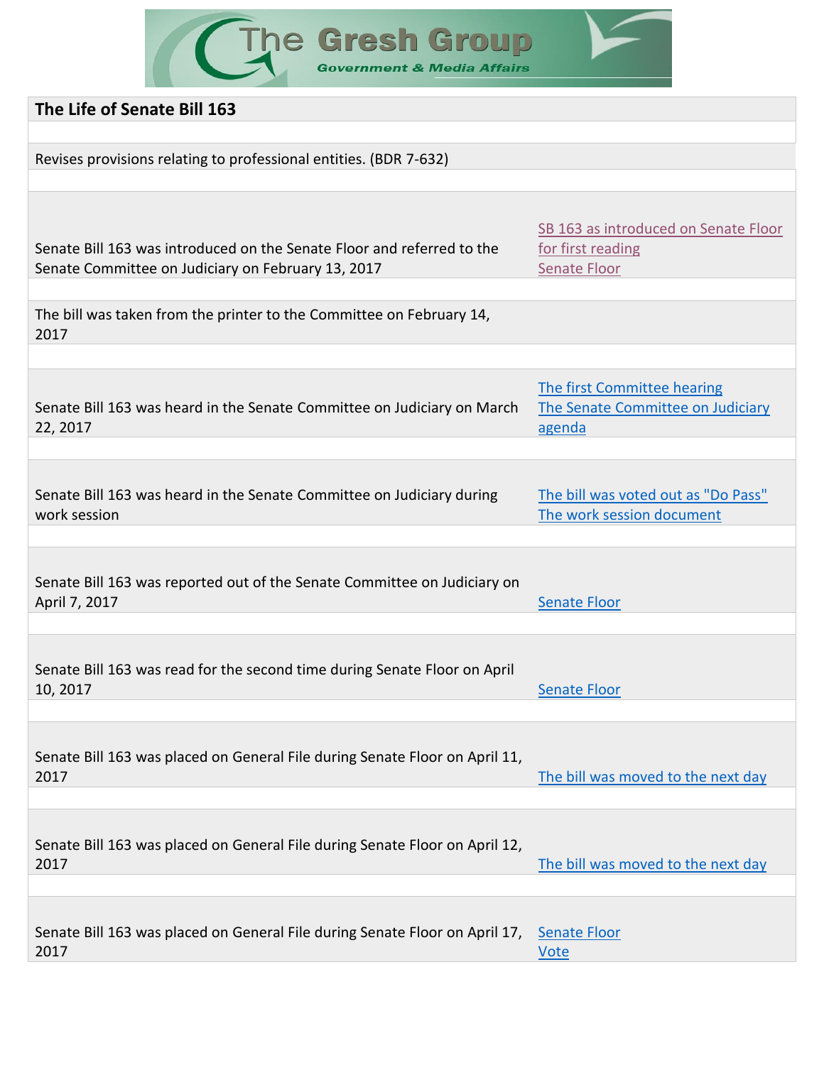The Gresh Group
Government & Media Affairs

| **The Life of Senate Bill 163** | |
|---|---|
| Revises provisions relating to professional entities. (BDR 7-632) | |
| Senate Bill 163 was introduced on the Senate Floor and referred to the Senate Committee on Judiciary on February 13, 2017 | SB 163 as introduced on Senate Floor for first reading<br>Senate Floor |
| The bill was taken from the printer to the Committee on February 14, 2017 | |
| Senate Bill 163 was heard in the Senate Committee on Judiciary on March 22, 2017 | The first Committee hearing<br>The Senate Committee on Judiciary agenda |
| Senate Bill 163 was heard in the Senate Committee on Judiciary during work session | The bill was voted out as "Do Pass"<br>The work session document |
| Senate Bill 163 was reported out of the Senate Committee on Judiciary on April 7, 2017 | Senate Floor |
| Senate Bill 163 was read for the second time during Senate Floor on April 10, 2017 | Senate Floor |
| Senate Bill 163 was placed on General File during Senate Floor on April 11, 2017 | The bill was moved to the next day |
| Senate Bill 163 was placed on General File during Senate Floor on April 12, 2017 | The bill was moved to the next day |
| Senate Bill 163 was placed on General File during Senate Floor on April 17, 2017 | Senate Floor<br>Vote |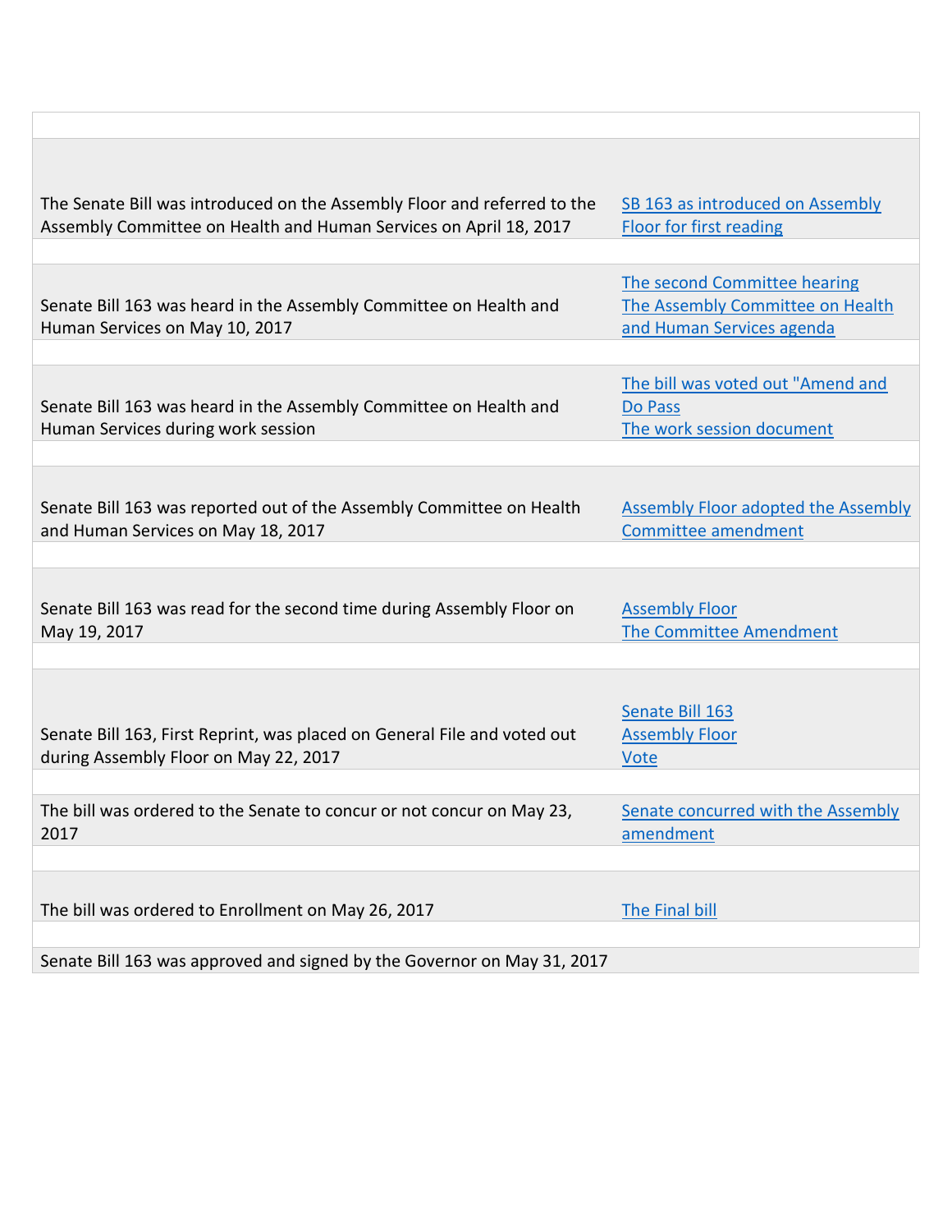| | |
|---|---|
| The Senate Bill was introduced on the Assembly Floor and referred to the Assembly Committee on Health and Human Services on April 18, 2017 | SB 163 as introduced on Assembly Floor for first reading |
| Senate Bill 163 was heard in the Assembly Committee on Health and Human Services on May 10, 2017 | The second Committee hearing<br>The Assembly Committee on Health and Human Services agenda |
| Senate Bill 163 was heard in the Assembly Committee on Health and Human Services during work session | The bill was voted out "Amend and Do Pass<br>The work session document |
| Senate Bill 163 was reported out of the Assembly Committee on Health and Human Services on May 18, 2017 | Assembly Floor adopted the Assembly Committee amendment |
| Senate Bill 163 was read for the second time during Assembly Floor on May 19, 2017 | Assembly Floor<br>The Committee Amendment |
| Senate Bill 163, First Reprint, was placed on General File and voted out during Assembly Floor on May 22, 2017 | Senate Bill 163<br>Assembly Floor<br>Vote |
| The bill was ordered to the Senate to concur or not concur on May 23, 2017 | Senate concurred with the Assembly amendment |
| The bill was ordered to Enrollment on May 26, 2017 | The Final bill |
| Senate Bill 163 was approved and signed by the Governor on May 31, 2017 | |